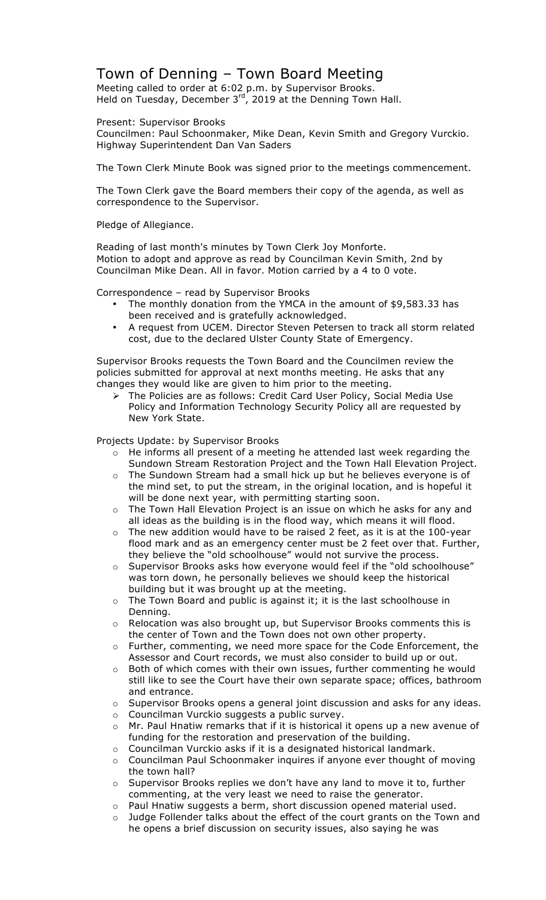# Town of Denning – Town Board Meeting

Meeting called to order at 6:02 p.m. by Supervisor Brooks.
Held on Tuesday, December 3rd, 2019 at the Denning Town Hall.

Present: Supervisor Brooks
Councilmen: Paul Schoonmaker, Mike Dean, Kevin Smith and Gregory Vurckio.
Highway Superintendent Dan Van Saders

The Town Clerk Minute Book was signed prior to the meetings commencement.

The Town Clerk gave the Board members their copy of the agenda, as well as correspondence to the Supervisor.

Pledge of Allegiance.

Reading of last month's minutes by Town Clerk Joy Monforte.
Motion to adopt and approve as read by Councilman Kevin Smith, 2nd by Councilman Mike Dean. All in favor. Motion carried by a 4 to 0 vote.

Correspondence – read by Supervisor Brooks

- The monthly donation from the YMCA in the amount of $9,583.33 has been received and is gratefully acknowledged.
- A request from UCEM. Director Steven Petersen to track all storm related cost, due to the declared Ulster County State of Emergency.

Supervisor Brooks requests the Town Board and the Councilmen review the policies submitted for approval at next months meeting. He asks that any changes they would like are given to him prior to the meeting.

- The Policies are as follows: Credit Card User Policy, Social Media Use Policy and Information Technology Security Policy all are requested by New York State.

Projects Update: by Supervisor Brooks

- He informs all present of a meeting he attended last week regarding the Sundown Stream Restoration Project and the Town Hall Elevation Project.
- The Sundown Stream had a small hick up but he believes everyone is of the mind set, to put the stream, in the original location, and is hopeful it will be done next year, with permitting starting soon.
- The Town Hall Elevation Project is an issue on which he asks for any and all ideas as the building is in the flood way, which means it will flood.
- The new addition would have to be raised 2 feet, as it is at the 100-year flood mark and as an emergency center must be 2 feet over that. Further, they believe the "old schoolhouse" would not survive the process.
- Supervisor Brooks asks how everyone would feel if the "old schoolhouse" was torn down, he personally believes we should keep the historical building but it was brought up at the meeting.
- The Town Board and public is against it; it is the last schoolhouse in Denning.
- Relocation was also brought up, but Supervisor Brooks comments this is the center of Town and the Town does not own other property.
- Further, commenting, we need more space for the Code Enforcement, the Assessor and Court records, we must also consider to build up or out.
- Both of which comes with their own issues, further commenting he would still like to see the Court have their own separate space; offices, bathroom and entrance.
- Supervisor Brooks opens a general joint discussion and asks for any ideas.
- Councilman Vurckio suggests a public survey.
- Mr. Paul Hnatiw remarks that if it is historical it opens up a new avenue of funding for the restoration and preservation of the building.
- Councilman Vurckio asks if it is a designated historical landmark.
- Councilman Paul Schoonmaker inquires if anyone ever thought of moving the town hall?
- Supervisor Brooks replies we don't have any land to move it to, further commenting, at the very least we need to raise the generator.
- Paul Hnatiw suggests a berm, short discussion opened material used.
- Judge Follender talks about the effect of the court grants on the Town and he opens a brief discussion on security issues, also saying he was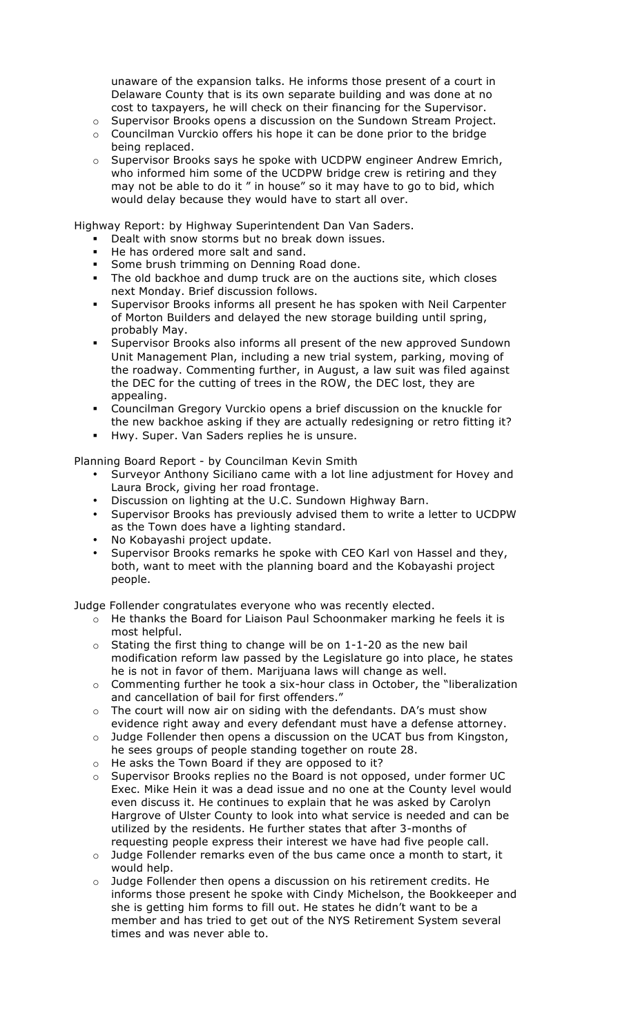unaware of the expansion talks. He informs those present of a court in Delaware County that is its own separate building and was done at no cost to taxpayers, he will check on their financing for the Supervisor.

- Supervisor Brooks opens a discussion on the Sundown Stream Project.
- Councilman Vurckio offers his hope it can be done prior to the bridge being replaced.
- Supervisor Brooks says he spoke with UCDPW engineer Andrew Emrich, who informed him some of the UCDPW bridge crew is retiring and they may not be able to do it " in house" so it may have to go to bid, which would delay because they would have to start all over.

Highway Report: by Highway Superintendent Dan Van Saders.

- Dealt with snow storms but no break down issues.
- He has ordered more salt and sand.
- Some brush trimming on Denning Road done.
- The old backhoe and dump truck are on the auctions site, which closes next Monday. Brief discussion follows.
- Supervisor Brooks informs all present he has spoken with Neil Carpenter of Morton Builders and delayed the new storage building until spring, probably May.
- Supervisor Brooks also informs all present of the new approved Sundown Unit Management Plan, including a new trial system, parking, moving of the roadway. Commenting further, in August, a law suit was filed against the DEC for the cutting of trees in the ROW, the DEC lost, they are appealing.
- Councilman Gregory Vurckio opens a brief discussion on the knuckle for the new backhoe asking if they are actually redesigning or retro fitting it?
- Hwy. Super. Van Saders replies he is unsure.

Planning Board Report - by Councilman Kevin Smith

- Surveyor Anthony Siciliano came with a lot line adjustment for Hovey and Laura Brock, giving her road frontage.
- Discussion on lighting at the U.C. Sundown Highway Barn.
- Supervisor Brooks has previously advised them to write a letter to UCDPW as the Town does have a lighting standard.
- No Kobayashi project update.
- Supervisor Brooks remarks he spoke with CEO Karl von Hassel and they, both, want to meet with the planning board and the Kobayashi project people.

Judge Follender congratulates everyone who was recently elected.

- He thanks the Board for Liaison Paul Schoonmaker marking he feels it is most helpful.
- Stating the first thing to change will be on 1-1-20 as the new bail modification reform law passed by the Legislature go into place, he states he is not in favor of them. Marijuana laws will change as well.
- Commenting further he took a six-hour class in October, the "liberalization and cancellation of bail for first offenders."
- The court will now air on siding with the defendants. DA's must show evidence right away and every defendant must have a defense attorney.
- Judge Follender then opens a discussion on the UCAT bus from Kingston, he sees groups of people standing together on route 28.
- He asks the Town Board if they are opposed to it?
- Supervisor Brooks replies no the Board is not opposed, under former UC Exec. Mike Hein it was a dead issue and no one at the County level would even discuss it. He continues to explain that he was asked by Carolyn Hargrove of Ulster County to look into what service is needed and can be utilized by the residents. He further states that after 3-months of requesting people express their interest we have had five people call.
- Judge Follender remarks even of the bus came once a month to start, it would help.
- Judge Follender then opens a discussion on his retirement credits. He informs those present he spoke with Cindy Michelson, the Bookkeeper and she is getting him forms to fill out. He states he didn't want to be a member and has tried to get out of the NYS Retirement System several times and was never able to.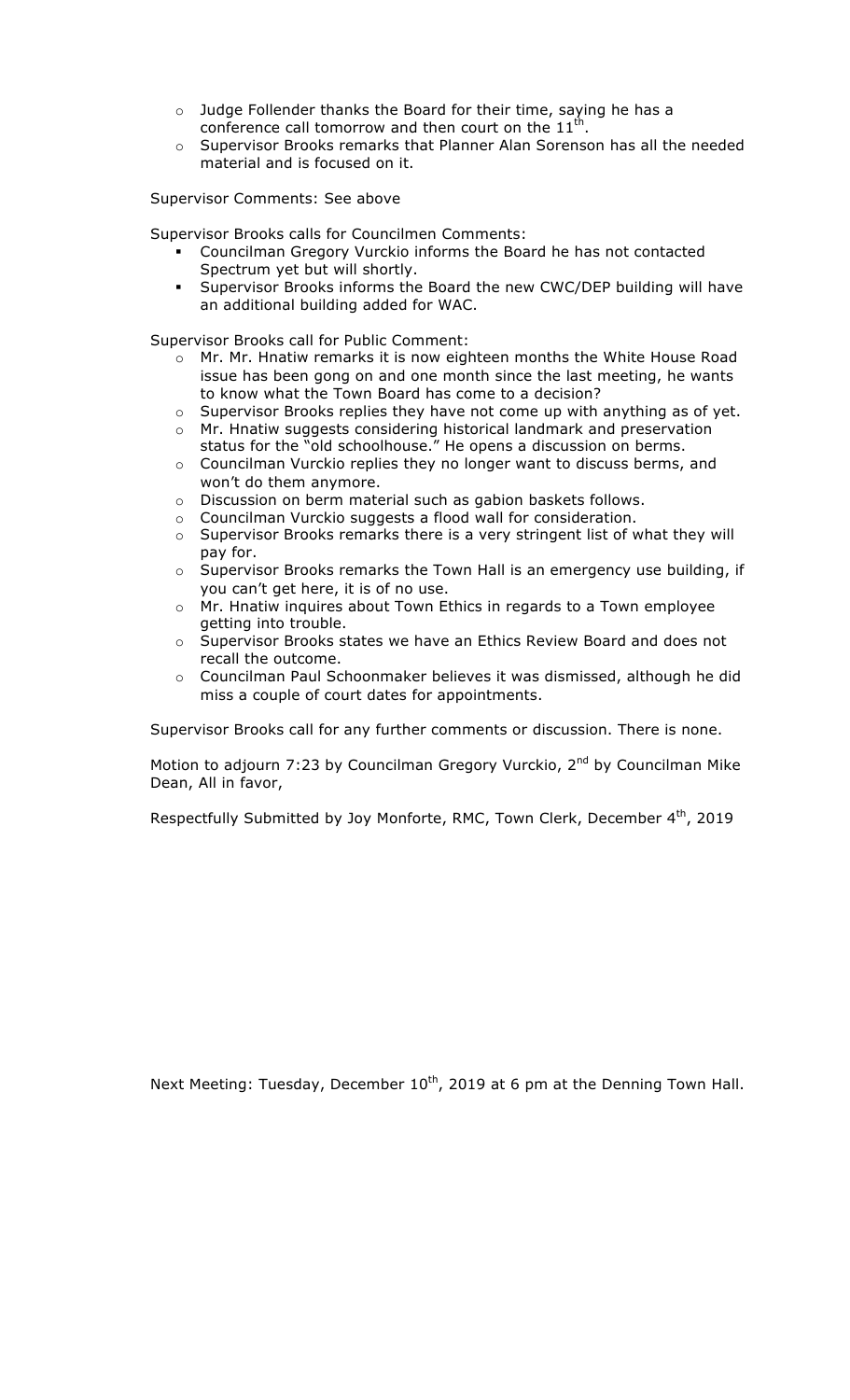- Judge Follender thanks the Board for their time, saying he has a conference call tomorrow and then court on the 11th.
- Supervisor Brooks remarks that Planner Alan Sorenson has all the needed material and is focused on it.

Supervisor Comments: See above

Supervisor Brooks calls for Councilmen Comments:

- Councilman Gregory Vurckio informs the Board he has not contacted Spectrum yet but will shortly.
- Supervisor Brooks informs the Board the new CWC/DEP building will have an additional building added for WAC.

Supervisor Brooks call for Public Comment:

- Mr. Mr. Hnatiw remarks it is now eighteen months the White House Road issue has been gong on and one month since the last meeting, he wants to know what the Town Board has come to a decision?
- Supervisor Brooks replies they have not come up with anything as of yet.
- Mr. Hnatiw suggests considering historical landmark and preservation status for the "old schoolhouse." He opens a discussion on berms.
- Councilman Vurckio replies they no longer want to discuss berms, and won't do them anymore.
- Discussion on berm material such as gabion baskets follows.
- Councilman Vurckio suggests a flood wall for consideration.
- Supervisor Brooks remarks there is a very stringent list of what they will pay for.
- Supervisor Brooks remarks the Town Hall is an emergency use building, if you can't get here, it is of no use.
- Mr. Hnatiw inquires about Town Ethics in regards to a Town employee getting into trouble.
- Supervisor Brooks states we have an Ethics Review Board and does not recall the outcome.
- Councilman Paul Schoonmaker believes it was dismissed, although he did miss a couple of court dates for appointments.

Supervisor Brooks call for any further comments or discussion. There is none.

Motion to adjourn 7:23 by Councilman Gregory Vurckio, 2nd by Councilman Mike Dean, All in favor,

Respectfully Submitted by Joy Monforte, RMC, Town Clerk, December 4th, 2019

Next Meeting: Tuesday, December 10th, 2019 at 6 pm at the Denning Town Hall.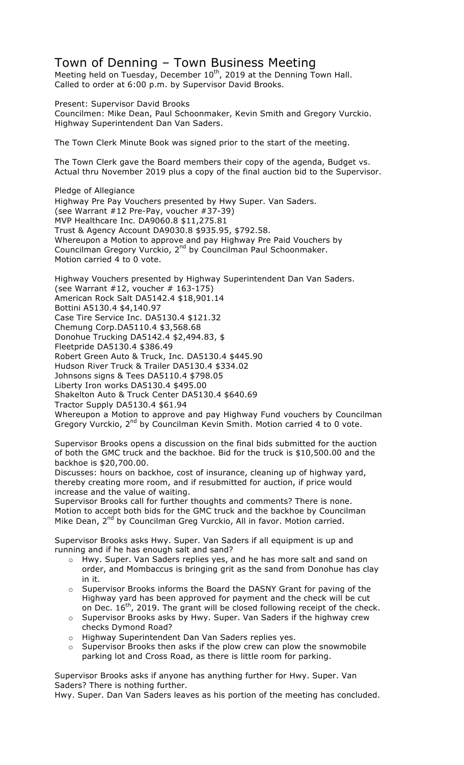# Town of Denning – Town Business Meeting

Meeting held on Tuesday, December 10th, 2019 at the Denning Town Hall.
Called to order at 6:00 p.m. by Supervisor David Brooks.

Present: Supervisor David Brooks
Councilmen: Mike Dean, Paul Schoonmaker, Kevin Smith and Gregory Vurckio.
Highway Superintendent Dan Van Saders.

The Town Clerk Minute Book was signed prior to the start of the meeting.

The Town Clerk gave the Board members their copy of the agenda, Budget vs. Actual thru November 2019 plus a copy of the final auction bid to the Supervisor.

Pledge of Allegiance
Highway Pre Pay Vouchers presented by Hwy Super. Van Saders.
(see Warrant #12 Pre-Pay, voucher #37-39)
MVP Healthcare Inc. DA9060.8 $11,275.81
Trust & Agency Account DA9030.8 $935.95, $792.58.
Whereupon a Motion to approve and pay Highway Pre Paid Vouchers by Councilman Gregory Vurckio, 2nd by Councilman Paul Schoonmaker.
Motion carried 4 to 0 vote.

Highway Vouchers presented by Highway Superintendent Dan Van Saders.
(see Warrant #12, voucher # 163-175)
American Rock Salt DA5142.4 $18,901.14
Bottini A5130.4 $4,140.97
Case Tire Service Inc. DA5130.4 $121.32
Chemung Corp.DA5110.4 $3,568.68
Donohue Trucking DA5142.4 $2,494.83, $
Fleetpride DA5130.4 $386.49
Robert Green Auto & Truck, Inc. DA5130.4 $445.90
Hudson River Truck & Trailer DA5130.4 $334.02
Johnsons signs & Tees DA5110.4 $798.05
Liberty Iron works DA5130.4 $495.00
Shakelton Auto & Truck Center DA5130.4 $640.69
Tractor Supply DA5130.4 $61.94
Whereupon a Motion to approve and pay Highway Fund vouchers by Councilman Gregory Vurckio, 2nd by Councilman Kevin Smith. Motion carried 4 to 0 vote.

Supervisor Brooks opens a discussion on the final bids submitted for the auction of both the GMC truck and the backhoe. Bid for the truck is $10,500.00 and the backhoe is $20,700.00.
Discusses: hours on backhoe, cost of insurance, cleaning up of highway yard, thereby creating more room, and if resubmitted for auction, if price would increase and the value of waiting.
Supervisor Brooks call for further thoughts and comments? There is none.
Motion to accept both bids for the GMC truck and the backhoe by Councilman Mike Dean, 2nd by Councilman Greg Vurckio, All in favor. Motion carried.

Supervisor Brooks asks Hwy. Super. Van Saders if all equipment is up and running and if he has enough salt and sand?

- Hwy. Super. Van Saders replies yes, and he has more salt and sand on order, and Mombaccus is bringing grit as the sand from Donohue has clay in it.
- Supervisor Brooks informs the Board the DASNY Grant for paving of the Highway yard has been approved for payment and the check will be cut on Dec. 16th, 2019. The grant will be closed following receipt of the check.
- Supervisor Brooks asks by Hwy. Super. Van Saders if the highway crew checks Dymond Road?
- Highway Superintendent Dan Van Saders replies yes.
- Supervisor Brooks then asks if the plow crew can plow the snowmobile parking lot and Cross Road, as there is little room for parking.

Supervisor Brooks asks if anyone has anything further for Hwy. Super. Van Saders? There is nothing further.
Hwy. Super. Dan Van Saders leaves as his portion of the meeting has concluded.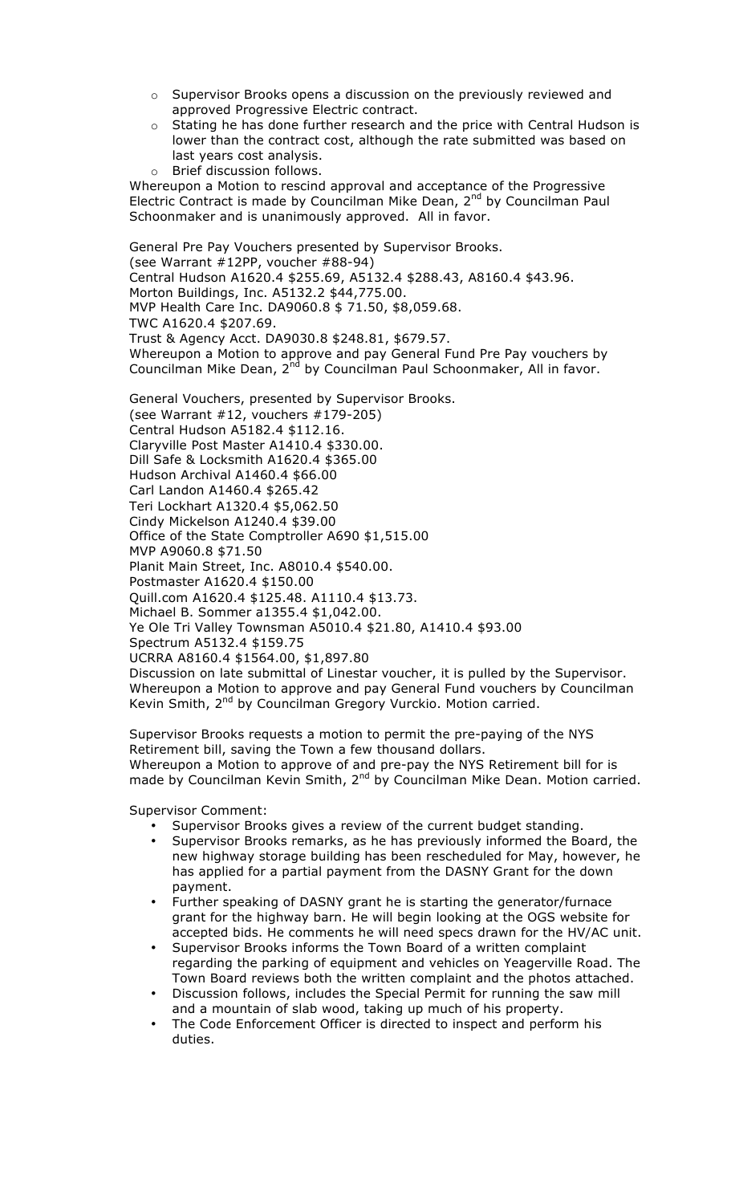- Supervisor Brooks opens a discussion on the previously reviewed and approved Progressive Electric contract.
- Stating he has done further research and the price with Central Hudson is lower than the contract cost, although the rate submitted was based on last years cost analysis.
- Brief discussion follows.

Whereupon a Motion to rescind approval and acceptance of the Progressive Electric Contract is made by Councilman Mike Dean, 2nd by Councilman Paul Schoonmaker and is unanimously approved. All in favor.

General Pre Pay Vouchers presented by Supervisor Brooks.
(see Warrant #12PP, voucher #88-94)
Central Hudson A1620.4 $255.69, A5132.4 $288.43, A8160.4 $43.96.
Morton Buildings, Inc. A5132.2 $44,775.00.
MVP Health Care Inc. DA9060.8 $ 71.50, $8,059.68.
TWC A1620.4 $207.69.
Trust & Agency Acct. DA9030.8 $248.81, $679.57.
Whereupon a Motion to approve and pay General Fund Pre Pay vouchers by Councilman Mike Dean, 2nd by Councilman Paul Schoonmaker, All in favor.

General Vouchers, presented by Supervisor Brooks.
(see Warrant #12, vouchers #179-205)
Central Hudson A5182.4 $112.16.
Claryville Post Master A1410.4 $330.00.
Dill Safe & Locksmith A1620.4 $365.00
Hudson Archival A1460.4 $66.00
Carl Landon A1460.4 $265.42
Teri Lockhart A1320.4 $5,062.50
Cindy Mickelson A1240.4 $39.00
Office of the State Comptroller A690 $1,515.00
MVP A9060.8 $71.50
Planit Main Street, Inc. A8010.4 $540.00.
Postmaster A1620.4 $150.00
Quill.com A1620.4 $125.48. A1110.4 $13.73.
Michael B. Sommer a1355.4 $1,042.00.
Ye Ole Tri Valley Townsman A5010.4 $21.80, A1410.4 $93.00
Spectrum A5132.4 $159.75
UCRRA A8160.4 $1564.00, $1,897.80
Discussion on late submittal of Linestar voucher, it is pulled by the Supervisor.
Whereupon a Motion to approve and pay General Fund vouchers by Councilman Kevin Smith, 2nd by Councilman Gregory Vurckio. Motion carried.

Supervisor Brooks requests a motion to permit the pre-paying of the NYS Retirement bill, saving the Town a few thousand dollars.
Whereupon a Motion to approve of and pre-pay the NYS Retirement bill for is made by Councilman Kevin Smith, 2nd by Councilman Mike Dean. Motion carried.

Supervisor Comment:

- Supervisor Brooks gives a review of the current budget standing.
- Supervisor Brooks remarks, as he has previously informed the Board, the new highway storage building has been rescheduled for May, however, he has applied for a partial payment from the DASNY Grant for the down payment.
- Further speaking of DASNY grant he is starting the generator/furnace grant for the highway barn. He will begin looking at the OGS website for accepted bids. He comments he will need specs drawn for the HV/AC unit.
- Supervisor Brooks informs the Town Board of a written complaint regarding the parking of equipment and vehicles on Yeagerville Road. The Town Board reviews both the written complaint and the photos attached.
- Discussion follows, includes the Special Permit for running the saw mill and a mountain of slab wood, taking up much of his property.
- The Code Enforcement Officer is directed to inspect and perform his duties.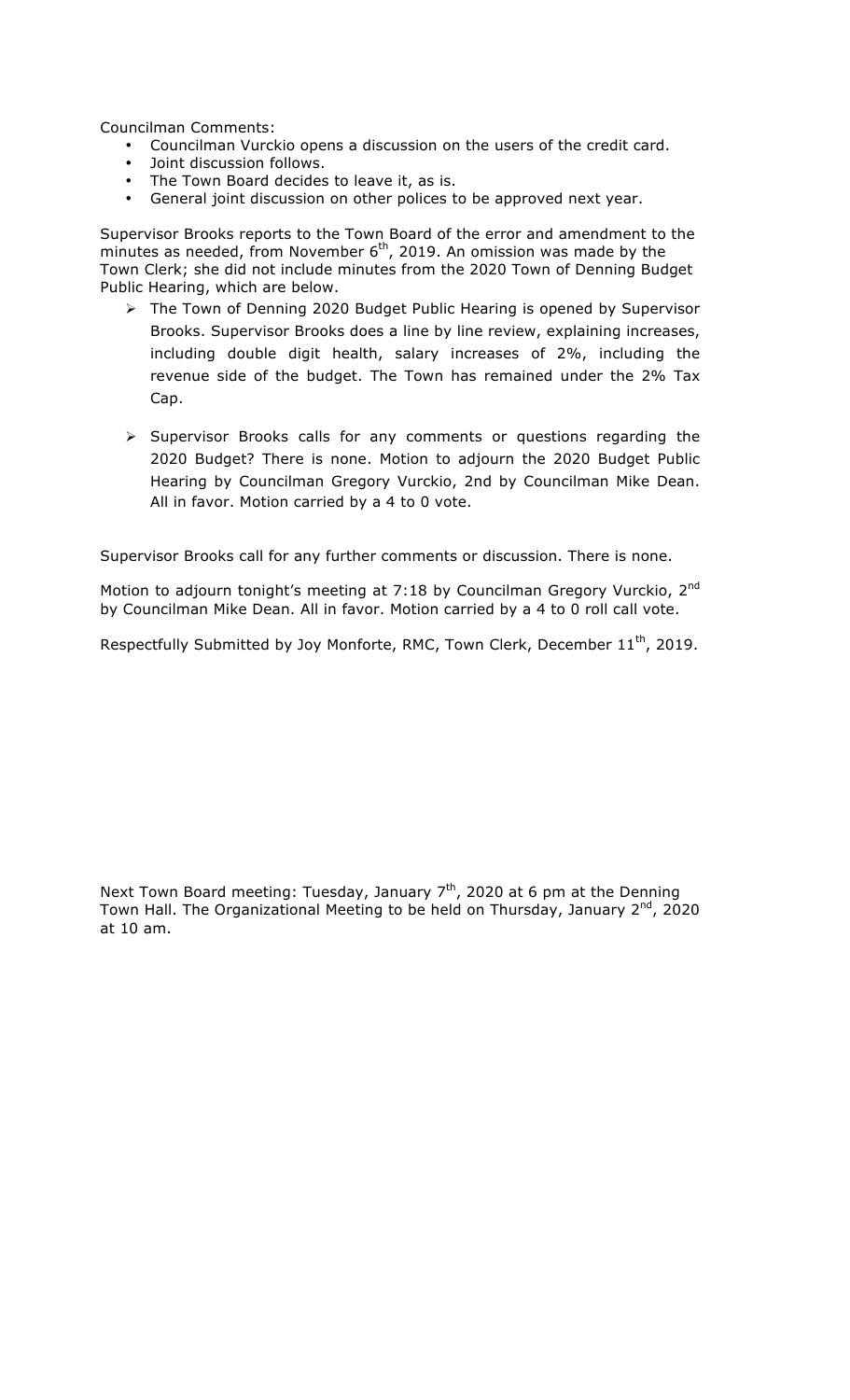Councilman Comments:

- Councilman Vurckio opens a discussion on the users of the credit card.
- Joint discussion follows.
- The Town Board decides to leave it, as is.
- General joint discussion on other polices to be approved next year.

Supervisor Brooks reports to the Town Board of the error and amendment to the minutes as needed, from November 6th, 2019. An omission was made by the Town Clerk; she did not include minutes from the 2020 Town of Denning Budget Public Hearing, which are below.

- The Town of Denning 2020 Budget Public Hearing is opened by Supervisor Brooks. Supervisor Brooks does a line by line review, explaining increases, including double digit health, salary increases of 2%, including the revenue side of the budget. The Town has remained under the 2% Tax Cap.
- Supervisor Brooks calls for any comments or questions regarding the 2020 Budget? There is none. Motion to adjourn the 2020 Budget Public Hearing by Councilman Gregory Vurckio, 2nd by Councilman Mike Dean. All in favor. Motion carried by a 4 to 0 vote.

Supervisor Brooks call for any further comments or discussion. There is none.

Motion to adjourn tonight's meeting at 7:18 by Councilman Gregory Vurckio, 2nd by Councilman Mike Dean. All in favor. Motion carried by a 4 to 0 roll call vote.

Respectfully Submitted by Joy Monforte, RMC, Town Clerk, December 11th, 2019.

Next Town Board meeting: Tuesday, January 7th, 2020 at 6 pm at the Denning Town Hall. The Organizational Meeting to be held on Thursday, January 2nd, 2020 at 10 am.